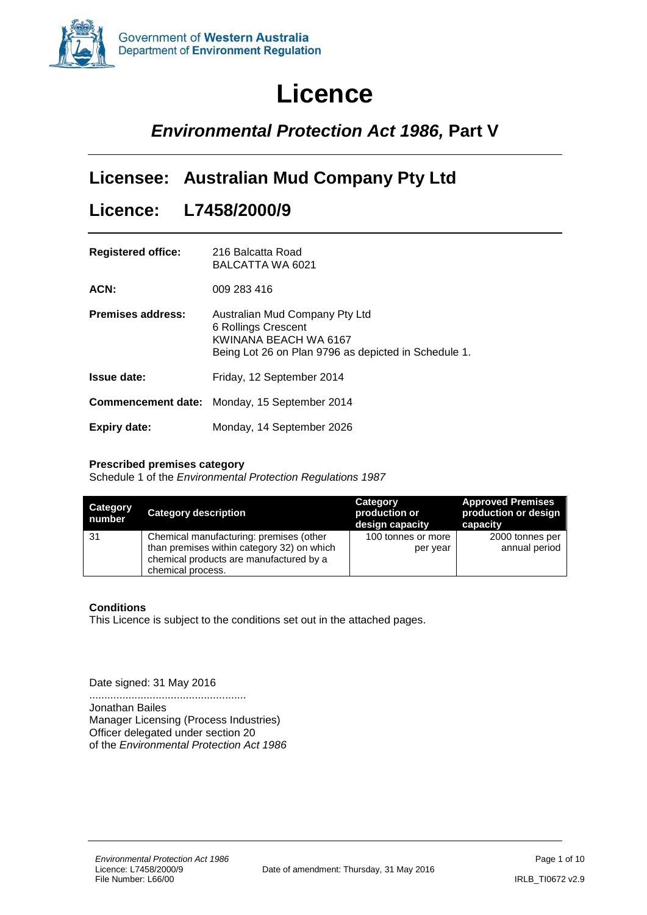Government of **Western Australia**
Department of **Environment Regulation**

# Licence

## *Environmental Protection Act 1986,* Part V

## Licensee: Australian Mud Company Pty Ltd

## Licence: L7458/2000/9

**Registered office:** 216 Balcatta Road
BALCATTA WA 6021

**ACN:** 009 283 416

**Premises address:** Australian Mud Company Pty Ltd
6 Rollings Crescent
KWINANA BEACH WA 6167
Being Lot 26 on Plan 9796 as depicted in Schedule 1.

**Issue date:** Friday, 12 September 2014

**Commencement date:** Monday, 15 September 2014

**Expiry date:** Monday, 14 September 2026

**Prescribed premises category**
Schedule 1 of the *Environmental Protection Regulations 1987*

| Category number | Category description | Category production or design capacity | Approved Premises production or design capacity |
|---|---|---|---|
| 31 | Chemical manufacturing: premises (other than premises within category 32) on which chemical products are manufactured by a chemical process. | 100 tonnes or more per year | 2000 tonnes per annual period |

**Conditions**
This Licence is subject to the conditions set out in the attached pages.

Date signed: 31 May 2016

....................................................
Jonathan Bailes
Manager Licensing (Process Industries)
Officer delegated under section 20
of the *Environmental Protection Act 1986*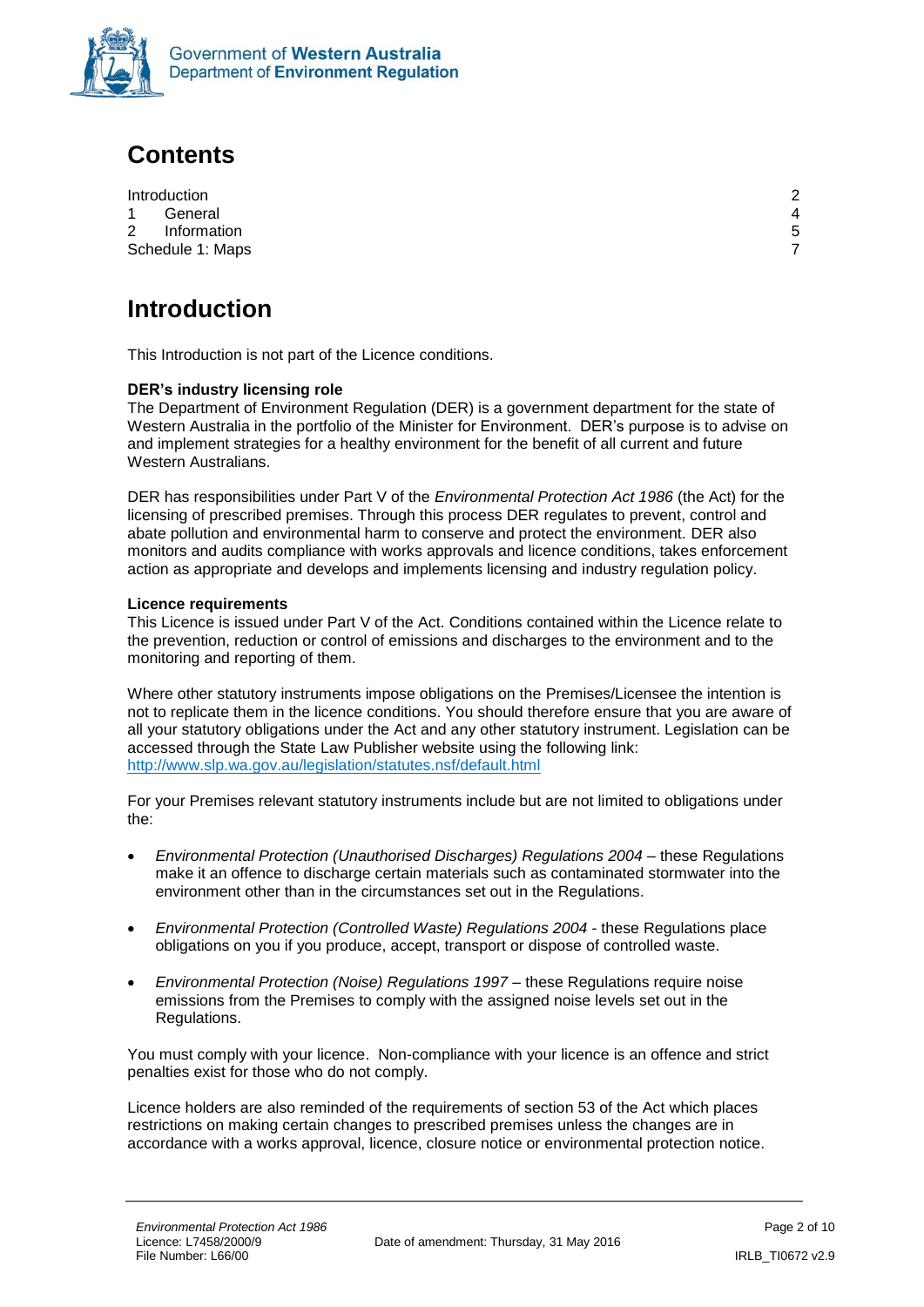# Contents

| | |
|---|---|
| Introduction | 2 |
| 1 General | 4 |
| 2 Information | 5 |
| Schedule 1: Maps | 7 |

# Introduction

This Introduction is not part of the Licence conditions.

**DER's industry licensing role**

The Department of Environment Regulation (DER) is a government department for the state of Western Australia in the portfolio of the Minister for Environment. DER's purpose is to advise on and implement strategies for a healthy environment for the benefit of all current and future Western Australians.

DER has responsibilities under Part V of the *Environmental Protection Act 1986* (the Act) for the licensing of prescribed premises. Through this process DER regulates to prevent, control and abate pollution and environmental harm to conserve and protect the environment. DER also monitors and audits compliance with works approvals and licence conditions, takes enforcement action as appropriate and develops and implements licensing and industry regulation policy.

**Licence requirements**

This Licence is issued under Part V of the Act. Conditions contained within the Licence relate to the prevention, reduction or control of emissions and discharges to the environment and to the monitoring and reporting of them.

Where other statutory instruments impose obligations on the Premises/Licensee the intention is not to replicate them in the licence conditions. You should therefore ensure that you are aware of all your statutory obligations under the Act and any other statutory instrument. Legislation can be accessed through the State Law Publisher website using the following link: http://www.slp.wa.gov.au/legislation/statutes.nsf/default.html

For your Premises relevant statutory instruments include but are not limited to obligations under the:

- *Environmental Protection (Unauthorised Discharges) Regulations 2004* – these Regulations make it an offence to discharge certain materials such as contaminated stormwater into the environment other than in the circumstances set out in the Regulations.
- *Environmental Protection (Controlled Waste) Regulations 2004* - these Regulations place obligations on you if you produce, accept, transport or dispose of controlled waste.
- *Environmental Protection (Noise) Regulations 1997* – these Regulations require noise emissions from the Premises to comply with the assigned noise levels set out in the Regulations.

You must comply with your licence. Non-compliance with your licence is an offence and strict penalties exist for those who do not comply.

Licence holders are also reminded of the requirements of section 53 of the Act which places restrictions on making certain changes to prescribed premises unless the changes are in accordance with a works approval, licence, closure notice or environmental protection notice.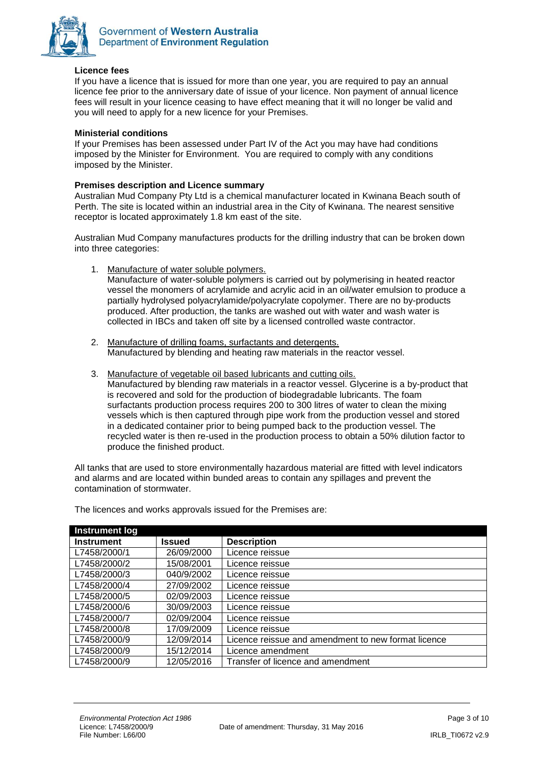**Licence fees**

If you have a licence that is issued for more than one year, you are required to pay an annual licence fee prior to the anniversary date of issue of your licence. Non payment of annual licence fees will result in your licence ceasing to have effect meaning that it will no longer be valid and you will need to apply for a new licence for your Premises.

**Ministerial conditions**

If your Premises has been assessed under Part IV of the Act you may have had conditions imposed by the Minister for Environment. You are required to comply with any conditions imposed by the Minister.

**Premises description and Licence summary**

Australian Mud Company Pty Ltd is a chemical manufacturer located in Kwinana Beach south of Perth. The site is located within an industrial area in the City of Kwinana. The nearest sensitive receptor is located approximately 1.8 km east of the site.

Australian Mud Company manufactures products for the drilling industry that can be broken down into three categories:

1. Manufacture of water soluble polymers.
   Manufacture of water-soluble polymers is carried out by polymerising in heated reactor vessel the monomers of acrylamide and acrylic acid in an oil/water emulsion to produce a partially hydrolysed polyacrylamide/polyacrylate copolymer. There are no by-products produced. After production, the tanks are washed out with water and wash water is collected in IBCs and taken off site by a licensed controlled waste contractor.

2. Manufacture of drilling foams, surfactants and detergents.
   Manufactured by blending and heating raw materials in the reactor vessel.

3. Manufacture of vegetable oil based lubricants and cutting oils.
   Manufactured by blending raw materials in a reactor vessel. Glycerine is a by-product that is recovered and sold for the production of biodegradable lubricants. The foam surfactants production process requires 200 to 300 litres of water to clean the mixing vessels which is then captured through pipe work from the production vessel and stored in a dedicated container prior to being pumped back to the production vessel. The recycled water is then re-used in the production process to obtain a 50% dilution factor to produce the finished product.

All tanks that are used to store environmentally hazardous material are fitted with level indicators and alarms and are located within bunded areas to contain any spillages and prevent the contamination of stormwater.

The licences and works approvals issued for the Premises are:

| Instrument log | | |
|---|---|---|
| **Instrument** | **Issued** | **Description** |
| L7458/2000/1 | 26/09/2000 | Licence reissue |
| L7458/2000/2 | 15/08/2001 | Licence reissue |
| L7458/2000/3 | 040/9/2002 | Licence reissue |
| L7458/2000/4 | 27/09/2002 | Licence reissue |
| L7458/2000/5 | 02/09/2003 | Licence reissue |
| L7458/2000/6 | 30/09/2003 | Licence reissue |
| L7458/2000/7 | 02/09/2004 | Licence reissue |
| L7458/2000/8 | 17/09/2009 | Licence reissue |
| L7458/2000/9 | 12/09/2014 | Licence reissue and amendment to new format licence |
| L7458/2000/9 | 15/12/2014 | Licence amendment |
| L7458/2000/9 | 12/05/2016 | Transfer of licence and amendment |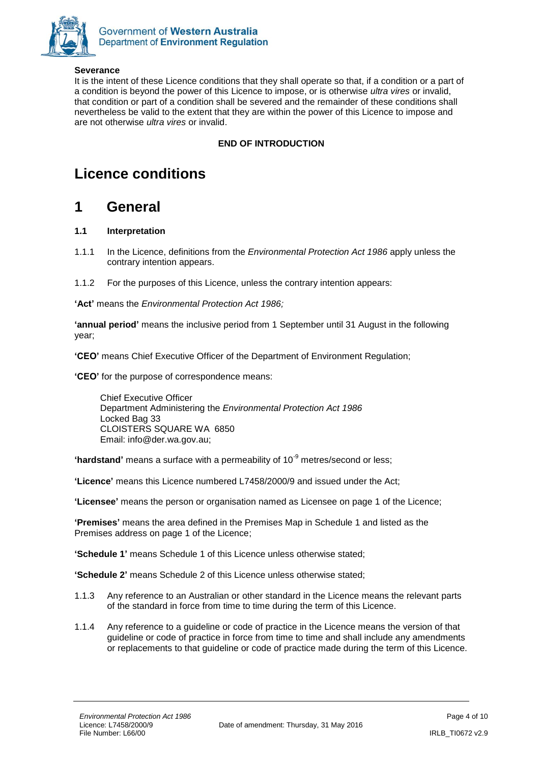**Severance**

It is the intent of these Licence conditions that they shall operate so that, if a condition or a part of a condition is beyond the power of this Licence to impose, or is otherwise *ultra vires* or invalid, that condition or part of a condition shall be severed and the remainder of these conditions shall nevertheless be valid to the extent that they are within the power of this Licence to impose and are not otherwise *ultra vires* or invalid.

**END OF INTRODUCTION**

# Licence conditions

# 1 General

### 1.1 Interpretation

1.1.1 In the Licence, definitions from the *Environmental Protection Act 1986* apply unless the contrary intention appears.

1.1.2 For the purposes of this Licence, unless the contrary intention appears:

**'Act'** means the *Environmental Protection Act 1986;*

**'annual period'** means the inclusive period from 1 September until 31 August in the following year;

**'CEO'** means Chief Executive Officer of the Department of Environment Regulation;

**'CEO'** for the purpose of correspondence means:

> Chief Executive Officer
> Department Administering the *Environmental Protection Act 1986*
> Locked Bag 33
> CLOISTERS SQUARE WA 6850
> Email: info@der.wa.gov.au;

**'hardstand'** means a surface with a permeability of $10^{-9}$ metres/second or less;

**'Licence'** means this Licence numbered L7458/2000/9 and issued under the Act;

**'Licensee'** means the person or organisation named as Licensee on page 1 of the Licence;

**'Premises'** means the area defined in the Premises Map in Schedule 1 and listed as the Premises address on page 1 of the Licence;

**'Schedule 1'** means Schedule 1 of this Licence unless otherwise stated;

**'Schedule 2'** means Schedule 2 of this Licence unless otherwise stated;

1.1.3 Any reference to an Australian or other standard in the Licence means the relevant parts of the standard in force from time to time during the term of this Licence.

1.1.4 Any reference to a guideline or code of practice in the Licence means the version of that guideline or code of practice in force from time to time and shall include any amendments or replacements to that guideline or code of practice made during the term of this Licence.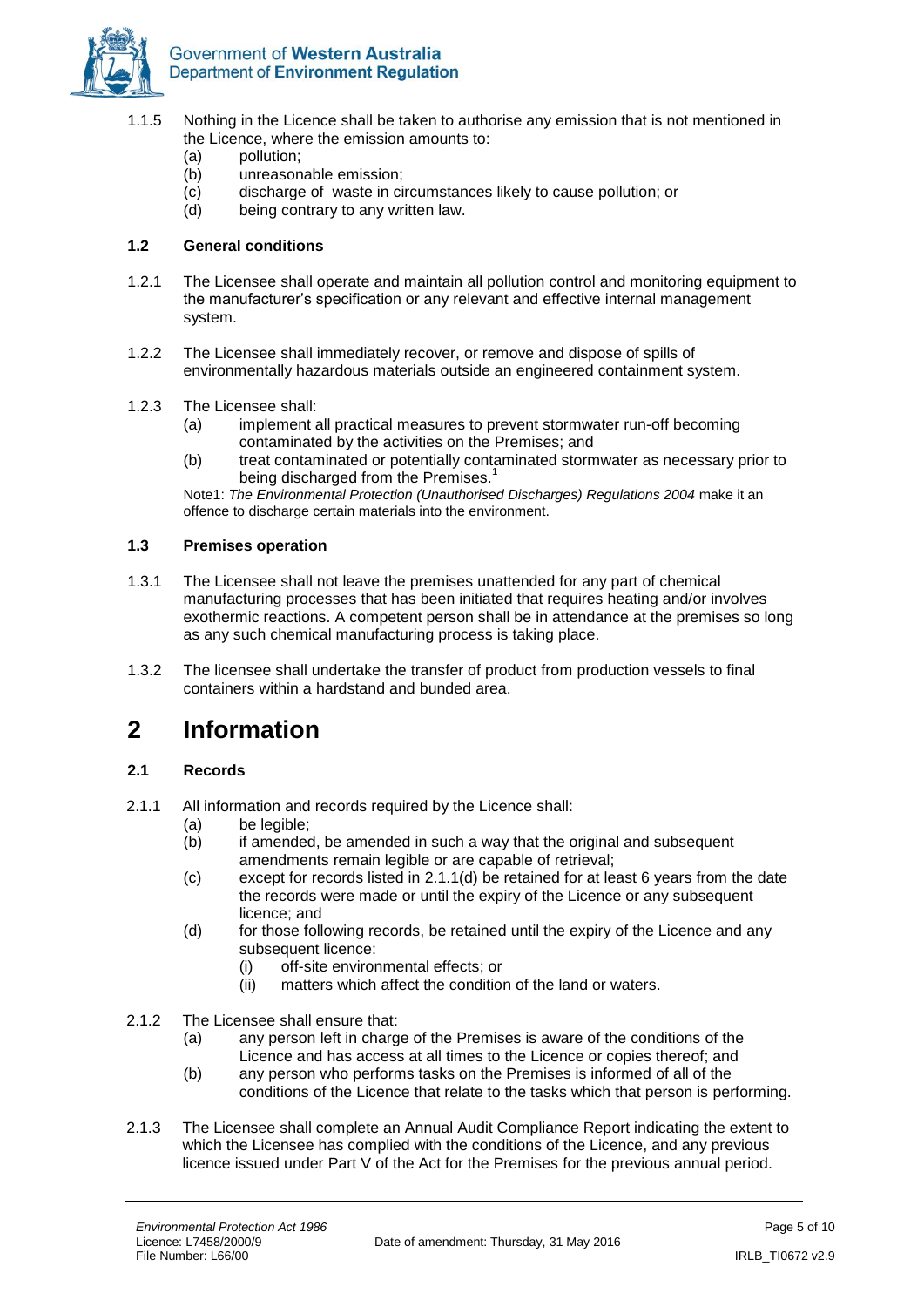1.1.5 Nothing in the Licence shall be taken to authorise any emission that is not mentioned in the Licence, where the emission amounts to:
   (a) pollution;
   (b) unreasonable emission;
   (c) discharge of waste in circumstances likely to cause pollution; or
   (d) being contrary to any written law.

### 1.2 General conditions

1.2.1 The Licensee shall operate and maintain all pollution control and monitoring equipment to the manufacturer's specification or any relevant and effective internal management system.

1.2.2 The Licensee shall immediately recover, or remove and dispose of spills of environmentally hazardous materials outside an engineered containment system.

1.2.3 The Licensee shall:
   (a) implement all practical measures to prevent stormwater run-off becoming contaminated by the activities on the Premises; and
   (b) treat contaminated or potentially contaminated stormwater as necessary prior to being discharged from the Premises.[1]

Note1: *The Environmental Protection (Unauthorised Discharges) Regulations 2004* make it an offence to discharge certain materials into the environment.

### 1.3 Premises operation

1.3.1 The Licensee shall not leave the premises unattended for any part of chemical manufacturing processes that has been initiated that requires heating and/or involves exothermic reactions. A competent person shall be in attendance at the premises so long as any such chemical manufacturing process is taking place.

1.3.2 The licensee shall undertake the transfer of product from production vessels to final containers within a hardstand and bunded area.

# 2 Information

### 2.1 Records

2.1.1 All information and records required by the Licence shall:
   (a) be legible;
   (b) if amended, be amended in such a way that the original and subsequent amendments remain legible or are capable of retrieval;
   (c) except for records listed in 2.1.1(d) be retained for at least 6 years from the date the records were made or until the expiry of the Licence or any subsequent licence; and
   (d) for those following records, be retained until the expiry of the Licence and any subsequent licence:
      (i) off-site environmental effects; or
      (ii) matters which affect the condition of the land or waters.

2.1.2 The Licensee shall ensure that:
   (a) any person left in charge of the Premises is aware of the conditions of the Licence and has access at all times to the Licence or copies thereof; and
   (b) any person who performs tasks on the Premises is informed of all of the conditions of the Licence that relate to the tasks which that person is performing.

2.1.3 The Licensee shall complete an Annual Audit Compliance Report indicating the extent to which the Licensee has complied with the conditions of the Licence, and any previous licence issued under Part V of the Act for the Premises for the previous annual period.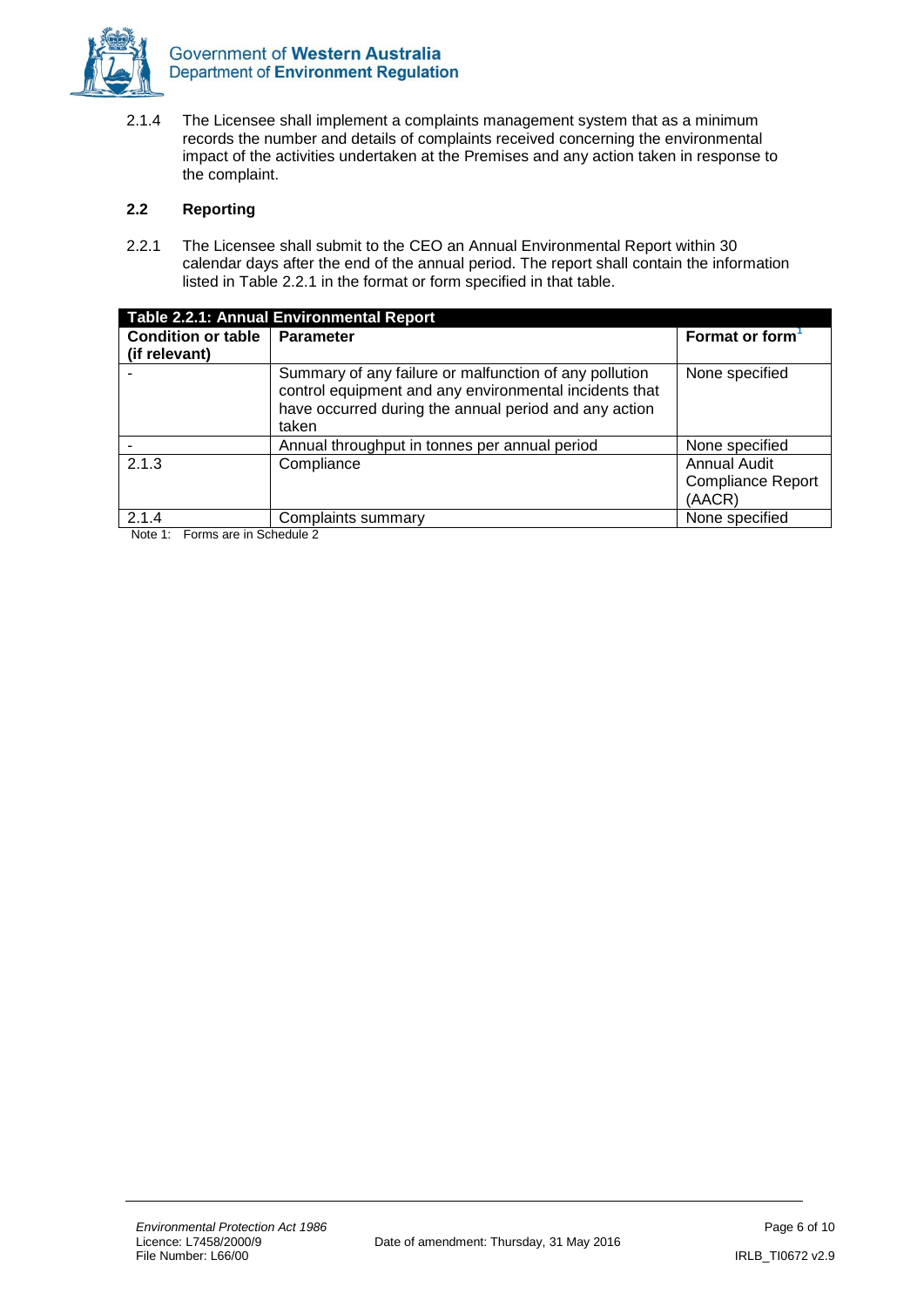2.1.4 The Licensee shall implement a complaints management system that as a minimum records the number and details of complaints received concerning the environmental impact of the activities undertaken at the Premises and any action taken in response to the complaint.

## 2.2 Reporting

2.2.1 The Licensee shall submit to the CEO an Annual Environmental Report within 30 calendar days after the end of the annual period. The report shall contain the information listed in Table 2.2.1 in the format or form specified in that table.

**Table 2.2.1: Annual Environmental Report**

| Condition or table (if relevant) | Parameter | Format or form[1] |
|---|---|---|
| - | Summary of any failure or malfunction of any pollution control equipment and any environmental incidents that have occurred during the annual period and any action taken | None specified |
| - | Annual throughput in tonnes per annual period | None specified |
| 2.1.3 | Compliance | Annual Audit Compliance Report (AACR) |
| 2.1.4 | Complaints summary | None specified |

Note 1: Forms are in Schedule 2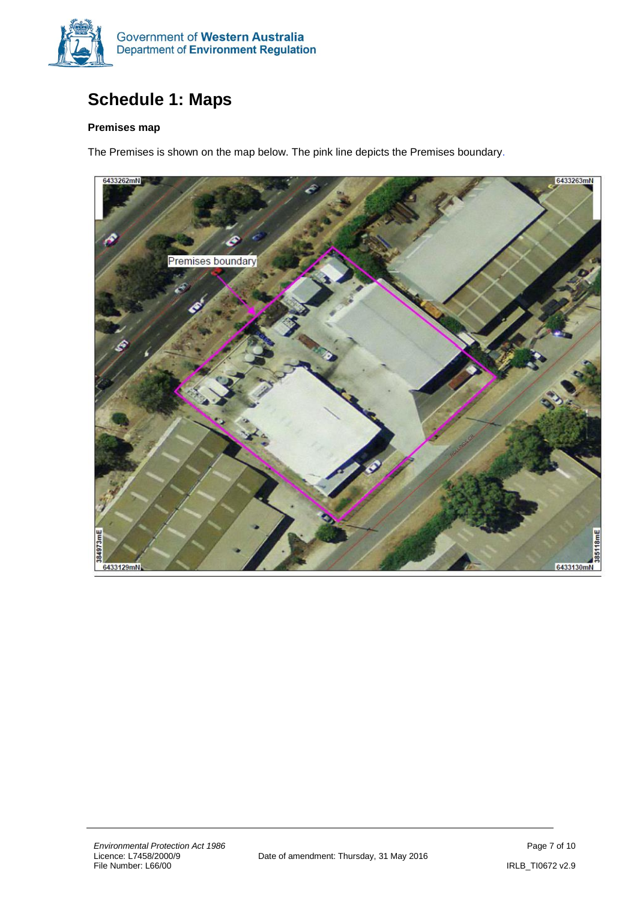# Schedule 1: Maps

**Premises map**

The Premises is shown on the map below. The pink line depicts the Premises boundary.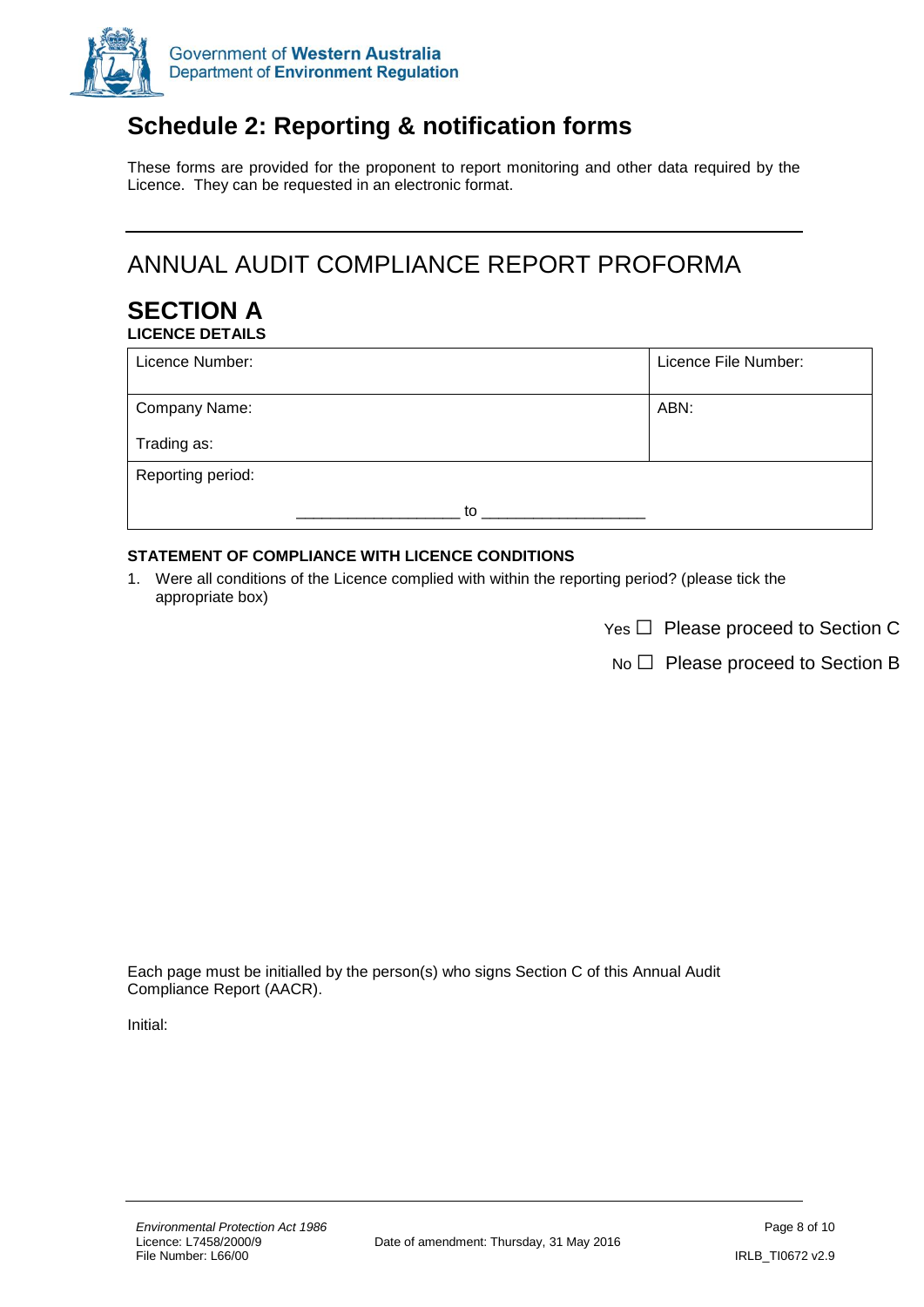# Schedule 2: Reporting & notification forms

These forms are provided for the proponent to report monitoring and other data required by the Licence. They can be requested in an electronic format.

## ANNUAL AUDIT COMPLIANCE REPORT PROFORMA

## SECTION A

**LICENCE DETAILS**

| Licence Number: | Licence File Number: |
|---|---|
| Company Name: <br> Trading as: | ABN: |
| Reporting period: <br> ___________________ to ___________________ | |

**STATEMENT OF COMPLIANCE WITH LICENCE CONDITIONS**

1. Were all conditions of the Licence complied with within the reporting period? (please tick the appropriate box)

Yes ☐ Please proceed to Section C

No ☐ Please proceed to Section B

Each page must be initialled by the person(s) who signs Section C of this Annual Audit Compliance Report (AACR).

Initial: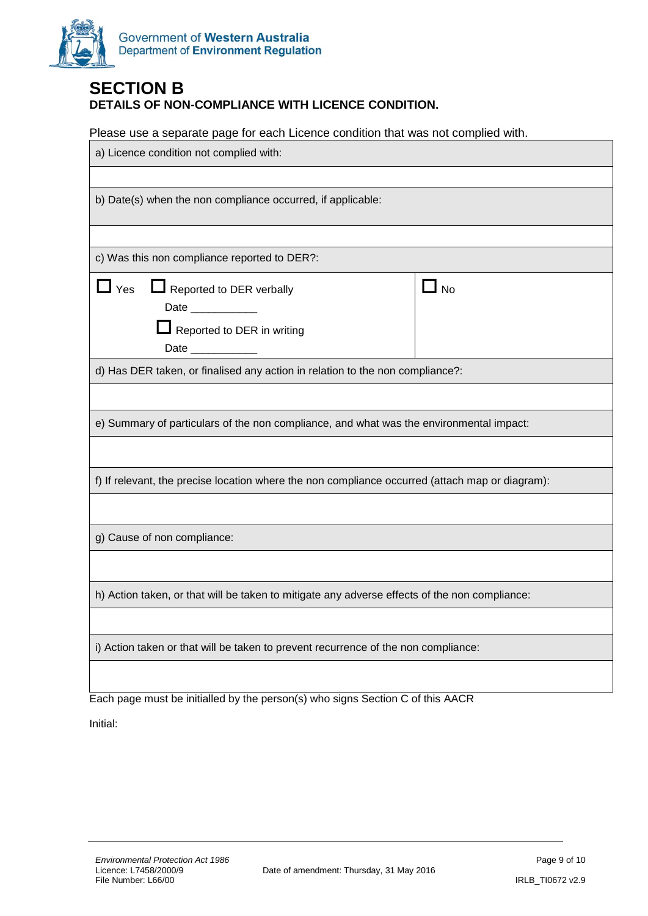# SECTION B

**DETAILS OF NON-COMPLIANCE WITH LICENCE CONDITION.**

Please use a separate page for each Licence condition that was not complied with.

| a) Licence condition not complied with: | |
|---|---|
| | |
| b) Date(s) when the non compliance occurred, if applicable: | |
| | |
| c) Was this non compliance reported to DER?: | |
| ☐ Yes ☐ Reported to DER verbally<br>Date ___________<br>☐ Reported to DER in writing<br>Date ___________ | ☐ No |
| d) Has DER taken, or finalised any action in relation to the non compliance?: | |
| | |
| e) Summary of particulars of the non compliance, and what was the environmental impact: | |
| | |
| f) If relevant, the precise location where the non compliance occurred (attach map or diagram): | |
| | |
| g) Cause of non compliance: | |
| | |
| h) Action taken, or that will be taken to mitigate any adverse effects of the non compliance: | |
| | |
| i) Action taken or that will be taken to prevent recurrence of the non compliance: | |
| | |

Each page must be initialled by the person(s) who signs Section C of this AACR

Initial: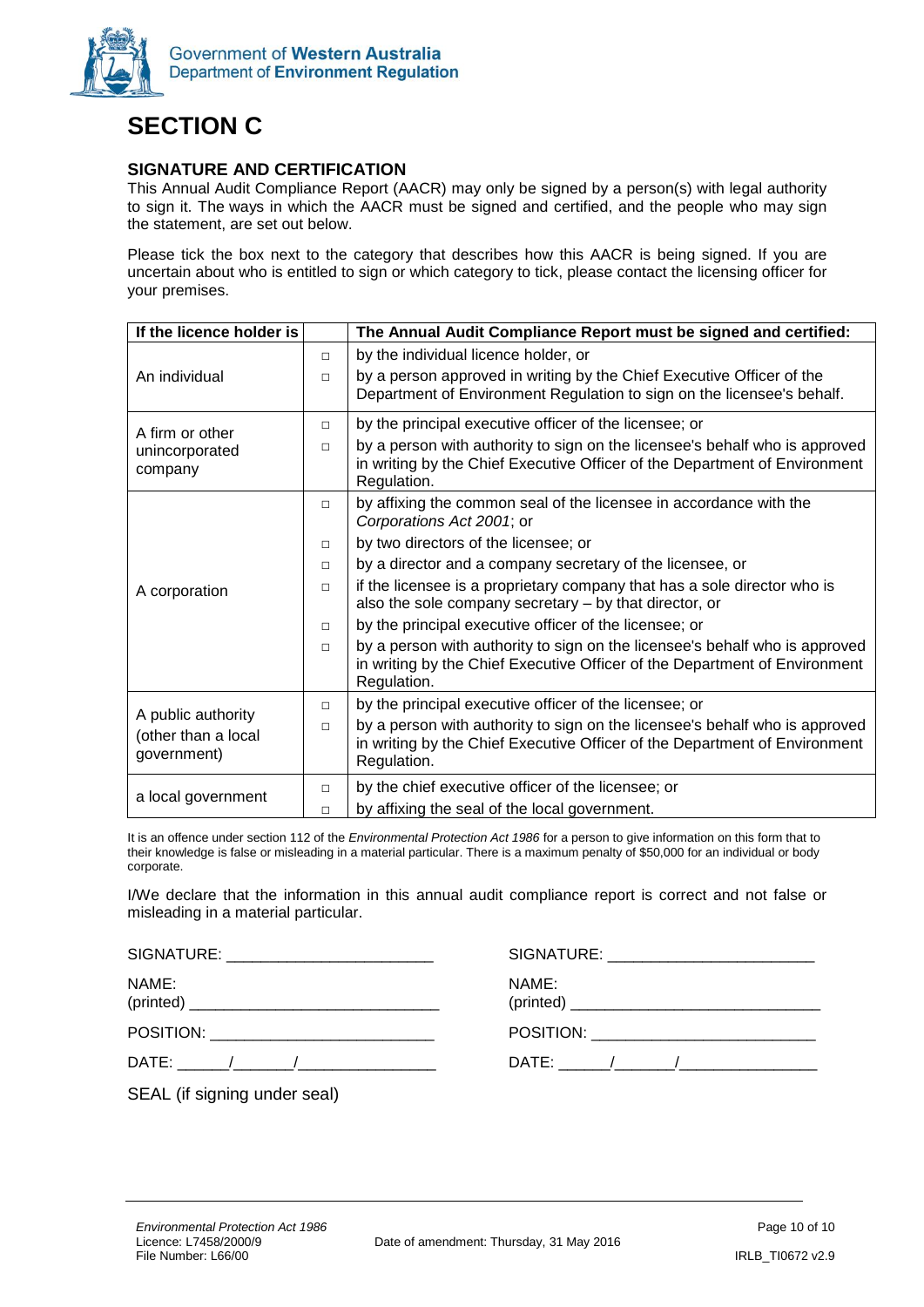# SECTION C

## SIGNATURE AND CERTIFICATION

This Annual Audit Compliance Report (AACR) may only be signed by a person(s) with legal authority to sign it. The ways in which the AACR must be signed and certified, and the people who may sign the statement, are set out below.

Please tick the box next to the category that describes how this AACR is being signed. If you are uncertain about who is entitled to sign or which category to tick, please contact the licensing officer for your premises.

| If the licence holder is | | The Annual Audit Compliance Report must be signed and certified: |
|---|---|---|
| An individual | □ | by the individual licence holder, or |
| | □ | by a person approved in writing by the Chief Executive Officer of the Department of Environment Regulation to sign on the licensee's behalf. |
| A firm or other unincorporated company | □ | by the principal executive officer of the licensee; or |
| | □ | by a person with authority to sign on the licensee's behalf who is approved in writing by the Chief Executive Officer of the Department of Environment Regulation. |
| A corporation | □ | by affixing the common seal of the licensee in accordance with the *Corporations Act 2001*; or |
| | □ | by two directors of the licensee; or |
| | □ | by a director and a company secretary of the licensee, or |
| | □ | if the licensee is a proprietary company that has a sole director who is also the sole company secretary – by that director, or |
| | □ | by the principal executive officer of the licensee; or |
| | □ | by a person with authority to sign on the licensee's behalf who is approved in writing by the Chief Executive Officer of the Department of Environment Regulation. |
| A public authority (other than a local government) | □ | by the principal executive officer of the licensee; or |
| | □ | by a person with authority to sign on the licensee's behalf who is approved in writing by the Chief Executive Officer of the Department of Environment Regulation. |
| a local government | □ | by the chief executive officer of the licensee; or |
| | □ | by affixing the seal of the local government. |

It is an offence under section 112 of the *Environmental Protection Act 1986* for a person to give information on this form that to their knowledge is false or misleading in a material particular. There is a maximum penalty of $50,000 for an individual or body corporate.

I/We declare that the information in this annual audit compliance report is correct and not false or misleading in a material particular.

SIGNATURE: ________________________

NAME:
(printed) ____________________________

POSITION: __________________________

DATE: ______/_______/________________

SIGNATURE: ________________________

NAME:
(printed) ____________________________

POSITION: __________________________

DATE: ______/_______/________________

SEAL (if signing under seal)